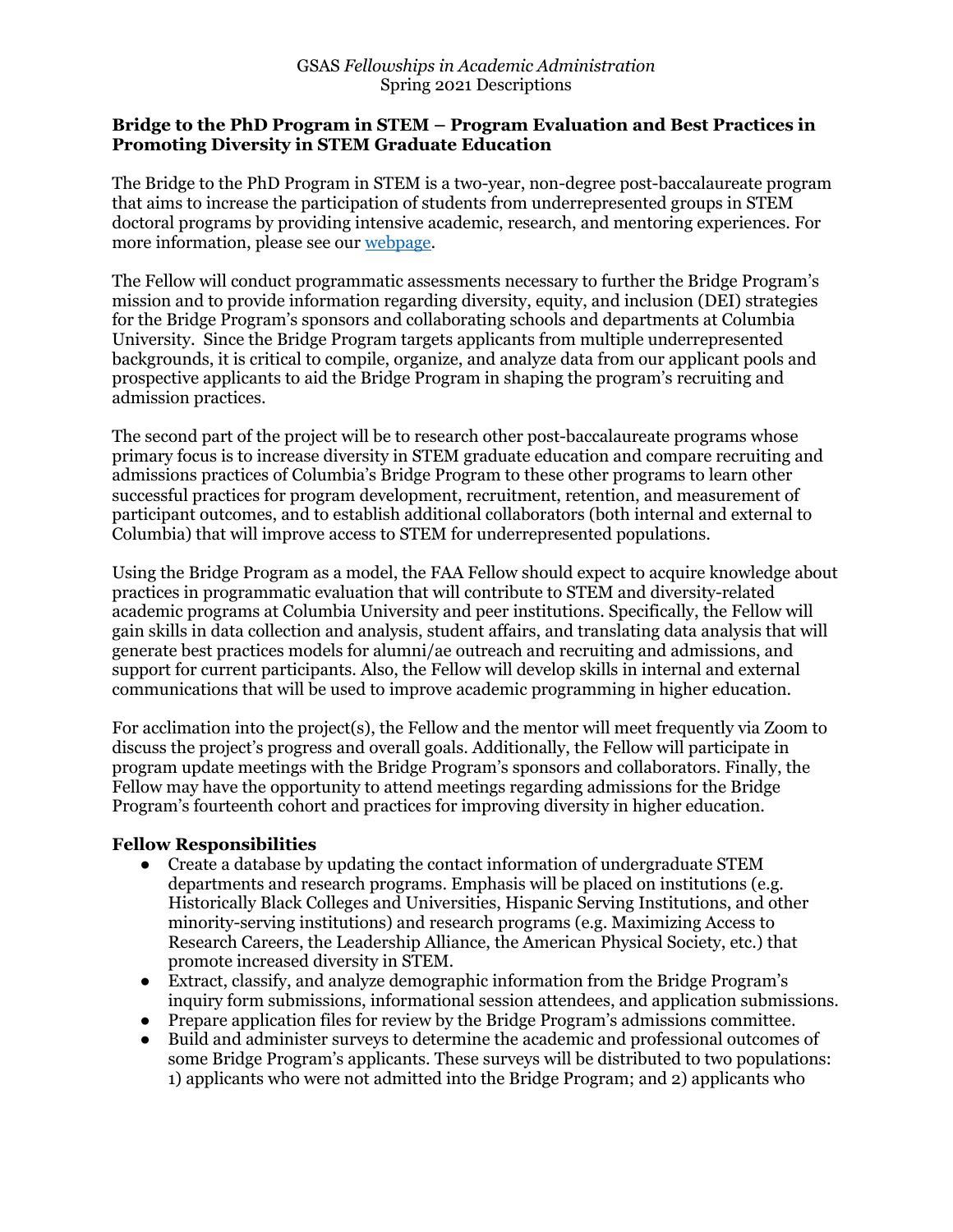GSAS *Fellowships in Academic Administration*
Spring 2021 Descriptions

## Bridge to the PhD Program in STEM – Program Evaluation and Best Practices in Promoting Diversity in STEM Graduate Education

The Bridge to the PhD Program in STEM is a two-year, non-degree post-baccalaureate program that aims to increase the participation of students from underrepresented groups in STEM doctoral programs by providing intensive academic, research, and mentoring experiences. For more information, please see our [webpage](webpage).

The Fellow will conduct programmatic assessments necessary to further the Bridge Program's mission and to provide information regarding diversity, equity, and inclusion (DEI) strategies for the Bridge Program's sponsors and collaborating schools and departments at Columbia University. Since the Bridge Program targets applicants from multiple underrepresented backgrounds, it is critical to compile, organize, and analyze data from our applicant pools and prospective applicants to aid the Bridge Program in shaping the program's recruiting and admission practices.

The second part of the project will be to research other post-baccalaureate programs whose primary focus is to increase diversity in STEM graduate education and compare recruiting and admissions practices of Columbia's Bridge Program to these other programs to learn other successful practices for program development, recruitment, retention, and measurement of participant outcomes, and to establish additional collaborators (both internal and external to Columbia) that will improve access to STEM for underrepresented populations.

Using the Bridge Program as a model, the FAA Fellow should expect to acquire knowledge about practices in programmatic evaluation that will contribute to STEM and diversity-related academic programs at Columbia University and peer institutions. Specifically, the Fellow will gain skills in data collection and analysis, student affairs, and translating data analysis that will generate best practices models for alumni/ae outreach and recruiting and admissions, and support for current participants. Also, the Fellow will develop skills in internal and external communications that will be used to improve academic programming in higher education.

For acclimation into the project(s), the Fellow and the mentor will meet frequently via Zoom to discuss the project's progress and overall goals. Additionally, the Fellow will participate in program update meetings with the Bridge Program's sponsors and collaborators. Finally, the Fellow may have the opportunity to attend meetings regarding admissions for the Bridge Program's fourteenth cohort and practices for improving diversity in higher education.

### Fellow Responsibilities

- Create a database by updating the contact information of undergraduate STEM departments and research programs. Emphasis will be placed on institutions (e.g. Historically Black Colleges and Universities, Hispanic Serving Institutions, and other minority-serving institutions) and research programs (e.g. Maximizing Access to Research Careers, the Leadership Alliance, the American Physical Society, etc.) that promote increased diversity in STEM.
- Extract, classify, and analyze demographic information from the Bridge Program's inquiry form submissions, informational session attendees, and application submissions.
- Prepare application files for review by the Bridge Program's admissions committee.
- Build and administer surveys to determine the academic and professional outcomes of some Bridge Program's applicants. These surveys will be distributed to two populations: 1) applicants who were not admitted into the Bridge Program; and 2) applicants who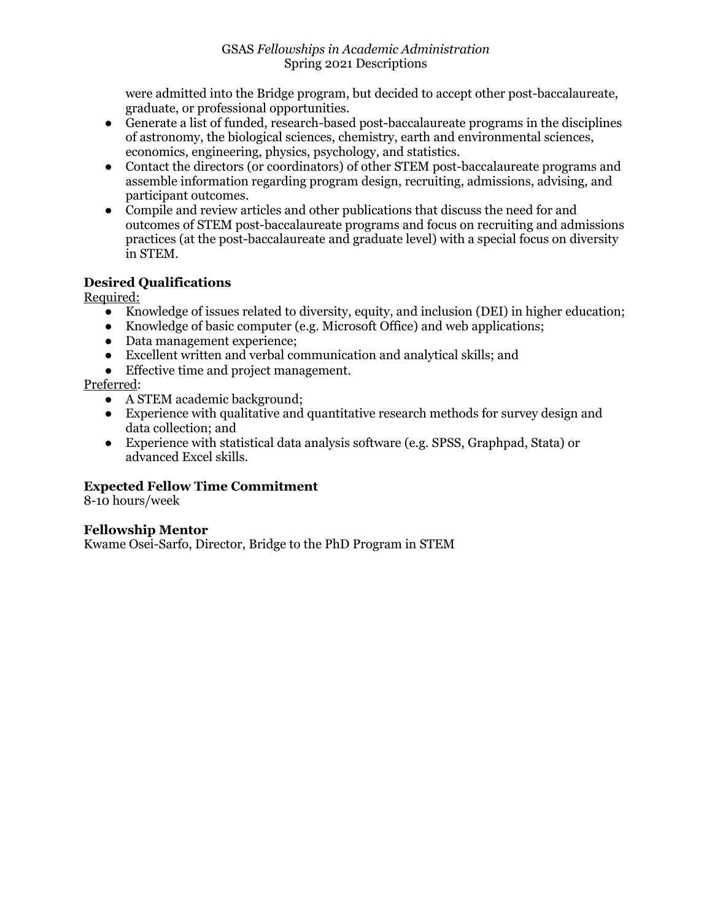were admitted into the Bridge program, but decided to accept other post-baccalaureate, graduate, or professional opportunities.
- Generate a list of funded, research-based post-baccalaureate programs in the disciplines of astronomy, the biological sciences, chemistry, earth and environmental sciences, economics, engineering, physics, psychology, and statistics.
- Contact the directors (or coordinators) of other STEM post-baccalaureate programs and assemble information regarding program design, recruiting, admissions, advising, and participant outcomes.
- Compile and review articles and other publications that discuss the need for and outcomes of STEM post-baccalaureate programs and focus on recruiting and admissions practices (at the post-baccalaureate and graduate level) with a special focus on diversity in STEM.

### Desired Qualifications

Required:

- Knowledge of issues related to diversity, equity, and inclusion (DEI) in higher education;
- Knowledge of basic computer (e.g. Microsoft Office) and web applications;
- Data management experience;
- Excellent written and verbal communication and analytical skills; and
- Effective time and project management.

Preferred:

- A STEM academic background;
- Experience with qualitative and quantitative research methods for survey design and data collection; and
- Experience with statistical data analysis software (e.g. SPSS, Graphpad, Stata) or advanced Excel skills.

### Expected Fellow Time Commitment

8-10 hours/week

### Fellowship Mentor

Kwame Osei-Sarfo, Director, Bridge to the PhD Program in STEM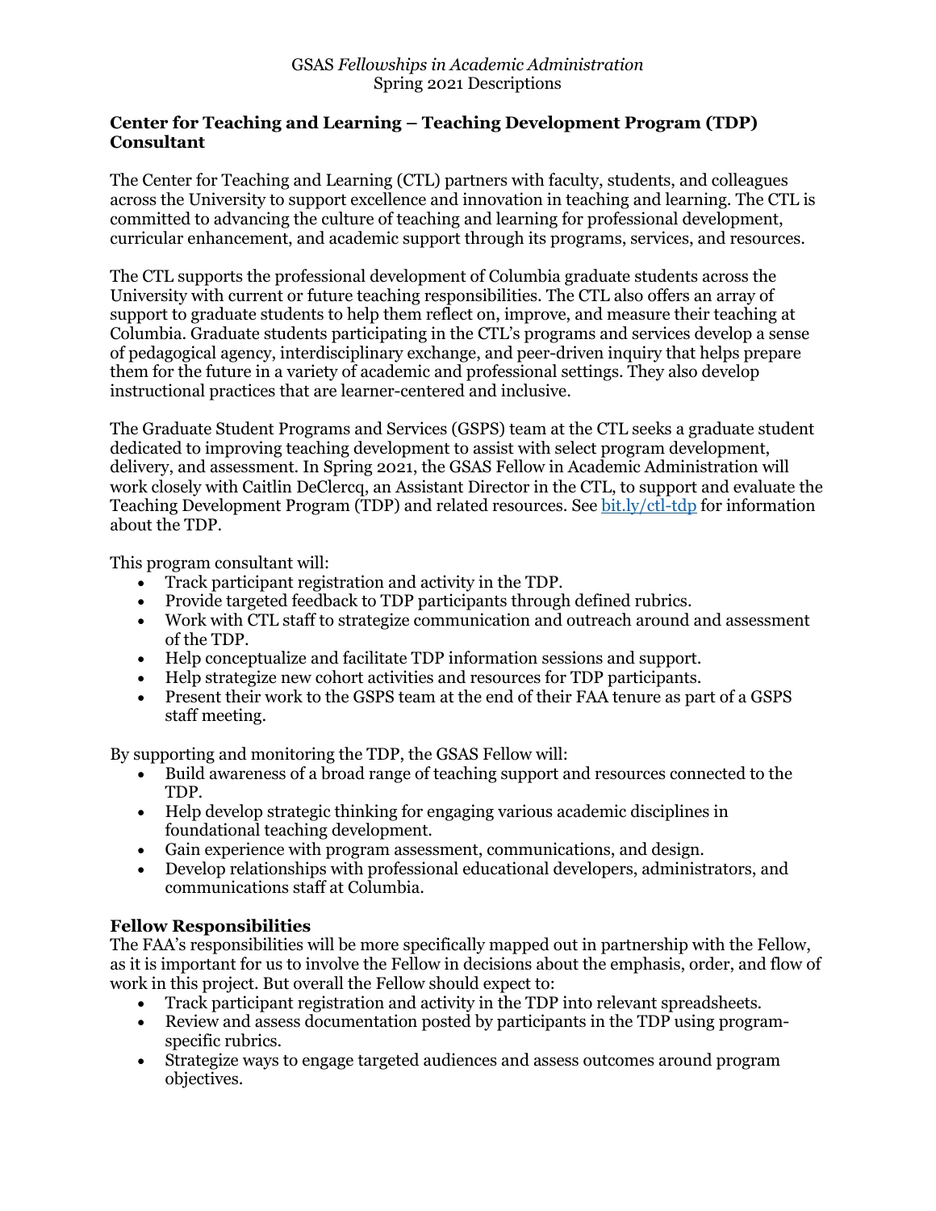GSAS *Fellowships in Academic Administration*
Spring 2021 Descriptions

**Center for Teaching and Learning – Teaching Development Program (TDP) Consultant**

The Center for Teaching and Learning (CTL) partners with faculty, students, and colleagues across the University to support excellence and innovation in teaching and learning. The CTL is committed to advancing the culture of teaching and learning for professional development, curricular enhancement, and academic support through its programs, services, and resources.

The CTL supports the professional development of Columbia graduate students across the University with current or future teaching responsibilities. The CTL also offers an array of support to graduate students to help them reflect on, improve, and measure their teaching at Columbia. Graduate students participating in the CTL's programs and services develop a sense of pedagogical agency, interdisciplinary exchange, and peer-driven inquiry that helps prepare them for the future in a variety of academic and professional settings. They also develop instructional practices that are learner-centered and inclusive.

The Graduate Student Programs and Services (GSPS) team at the CTL seeks a graduate student dedicated to improving teaching development to assist with select program development, delivery, and assessment. In Spring 2021, the GSAS Fellow in Academic Administration will work closely with Caitlin DeClercq, an Assistant Director in the CTL, to support and evaluate the Teaching Development Program (TDP) and related resources. See [bit.ly/ctl-tdp](bit.ly/ctl-tdp) for information about the TDP.

This program consultant will:

- Track participant registration and activity in the TDP.
- Provide targeted feedback to TDP participants through defined rubrics.
- Work with CTL staff to strategize communication and outreach around and assessment of the TDP.
- Help conceptualize and facilitate TDP information sessions and support.
- Help strategize new cohort activities and resources for TDP participants.
- Present their work to the GSPS team at the end of their FAA tenure as part of a GSPS staff meeting.

By supporting and monitoring the TDP, the GSAS Fellow will:

- Build awareness of a broad range of teaching support and resources connected to the TDP.
- Help develop strategic thinking for engaging various academic disciplines in foundational teaching development.
- Gain experience with program assessment, communications, and design.
- Develop relationships with professional educational developers, administrators, and communications staff at Columbia.

**Fellow Responsibilities**

The FAA's responsibilities will be more specifically mapped out in partnership with the Fellow, as it is important for us to involve the Fellow in decisions about the emphasis, order, and flow of work in this project. But overall the Fellow should expect to:

- Track participant registration and activity in the TDP into relevant spreadsheets.
- Review and assess documentation posted by participants in the TDP using program-specific rubrics.
- Strategize ways to engage targeted audiences and assess outcomes around program objectives.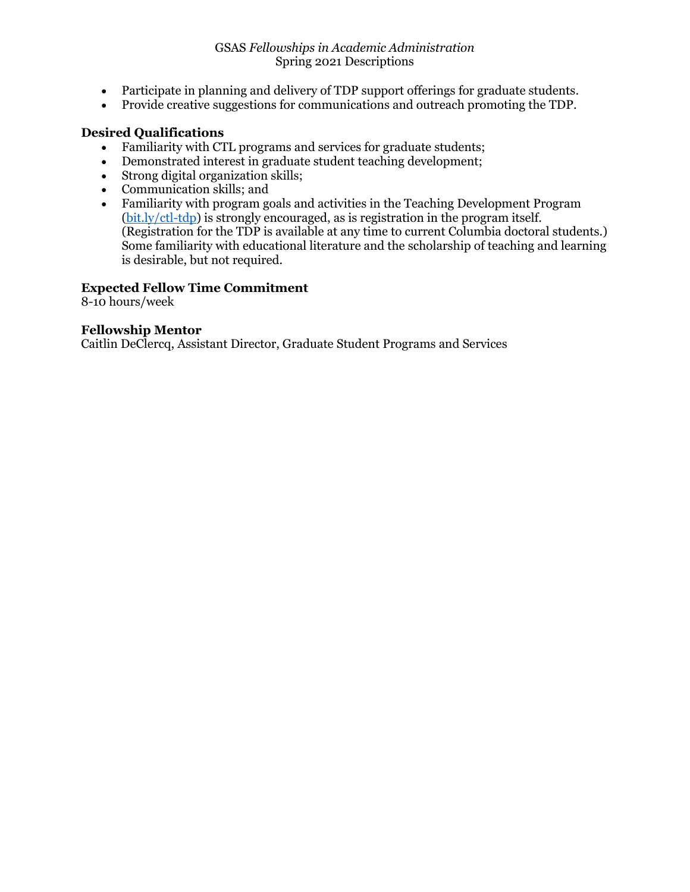- Participate in planning and delivery of TDP support offerings for graduate students.
- Provide creative suggestions for communications and outreach promoting the TDP.

### Desired Qualifications

- Familiarity with CTL programs and services for graduate students;
- Demonstrated interest in graduate student teaching development;
- Strong digital organization skills;
- Communication skills; and
- Familiarity with program goals and activities in the Teaching Development Program (bit.ly/ctl-tdp) is strongly encouraged, as is registration in the program itself. (Registration for the TDP is available at any time to current Columbia doctoral students.) Some familiarity with educational literature and the scholarship of teaching and learning is desirable, but not required.

### Expected Fellow Time Commitment

8-10 hours/week

### Fellowship Mentor

Caitlin DeClercq, Assistant Director, Graduate Student Programs and Services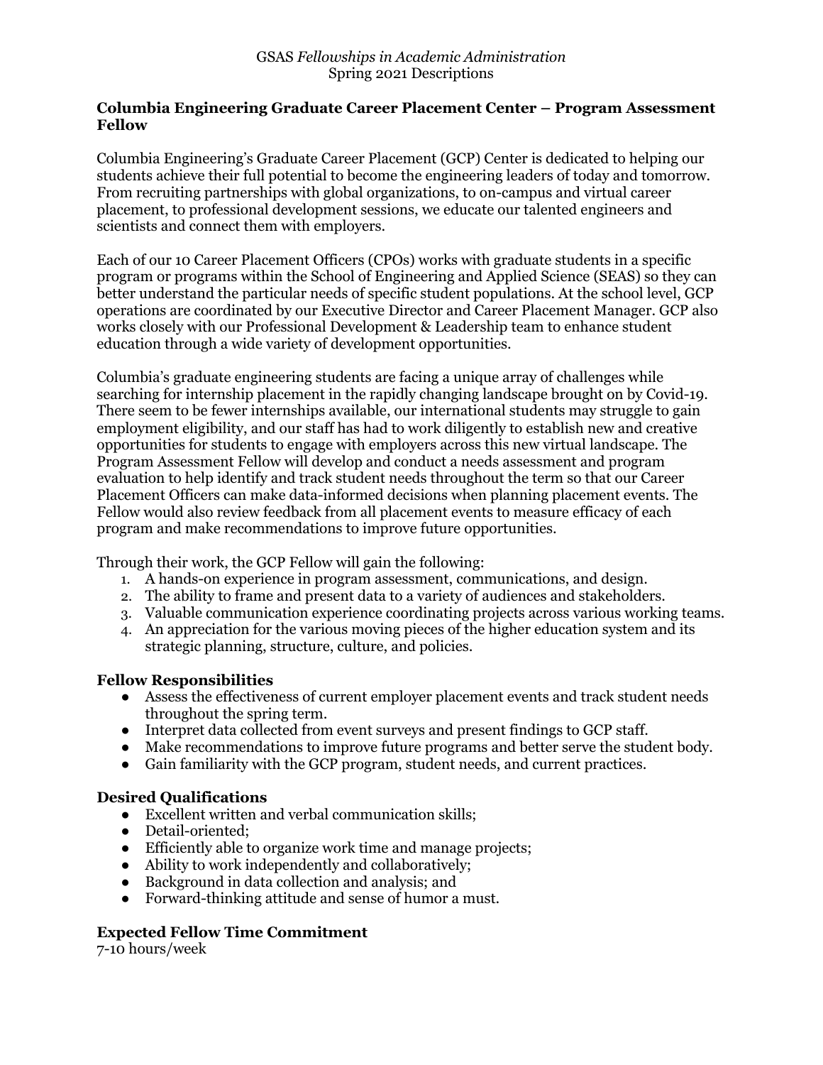GSAS *Fellowships in Academic Administration*
Spring 2021 Descriptions

## Columbia Engineering Graduate Career Placement Center – Program Assessment Fellow

Columbia Engineering's Graduate Career Placement (GCP) Center is dedicated to helping our students achieve their full potential to become the engineering leaders of today and tomorrow. From recruiting partnerships with global organizations, to on-campus and virtual career placement, to professional development sessions, we educate our talented engineers and scientists and connect them with employers.

Each of our 10 Career Placement Officers (CPOs) works with graduate students in a specific program or programs within the School of Engineering and Applied Science (SEAS) so they can better understand the particular needs of specific student populations. At the school level, GCP operations are coordinated by our Executive Director and Career Placement Manager. GCP also works closely with our Professional Development & Leadership team to enhance student education through a wide variety of development opportunities.

Columbia's graduate engineering students are facing a unique array of challenges while searching for internship placement in the rapidly changing landscape brought on by Covid-19. There seem to be fewer internships available, our international students may struggle to gain employment eligibility, and our staff has had to work diligently to establish new and creative opportunities for students to engage with employers across this new virtual landscape. The Program Assessment Fellow will develop and conduct a needs assessment and program evaluation to help identify and track student needs throughout the term so that our Career Placement Officers can make data-informed decisions when planning placement events. The Fellow would also review feedback from all placement events to measure efficacy of each program and make recommendations to improve future opportunities.

Through their work, the GCP Fellow will gain the following:

1. A hands-on experience in program assessment, communications, and design.
2. The ability to frame and present data to a variety of audiences and stakeholders.
3. Valuable communication experience coordinating projects across various working teams.
4. An appreciation for the various moving pieces of the higher education system and its strategic planning, structure, culture, and policies.

### Fellow Responsibilities

- Assess the effectiveness of current employer placement events and track student needs throughout the spring term.
- Interpret data collected from event surveys and present findings to GCP staff.
- Make recommendations to improve future programs and better serve the student body.
- Gain familiarity with the GCP program, student needs, and current practices.

### Desired Qualifications

- Excellent written and verbal communication skills;
- Detail-oriented;
- Efficiently able to organize work time and manage projects;
- Ability to work independently and collaboratively;
- Background in data collection and analysis; and
- Forward-thinking attitude and sense of humor a must.

### Expected Fellow Time Commitment

7-10 hours/week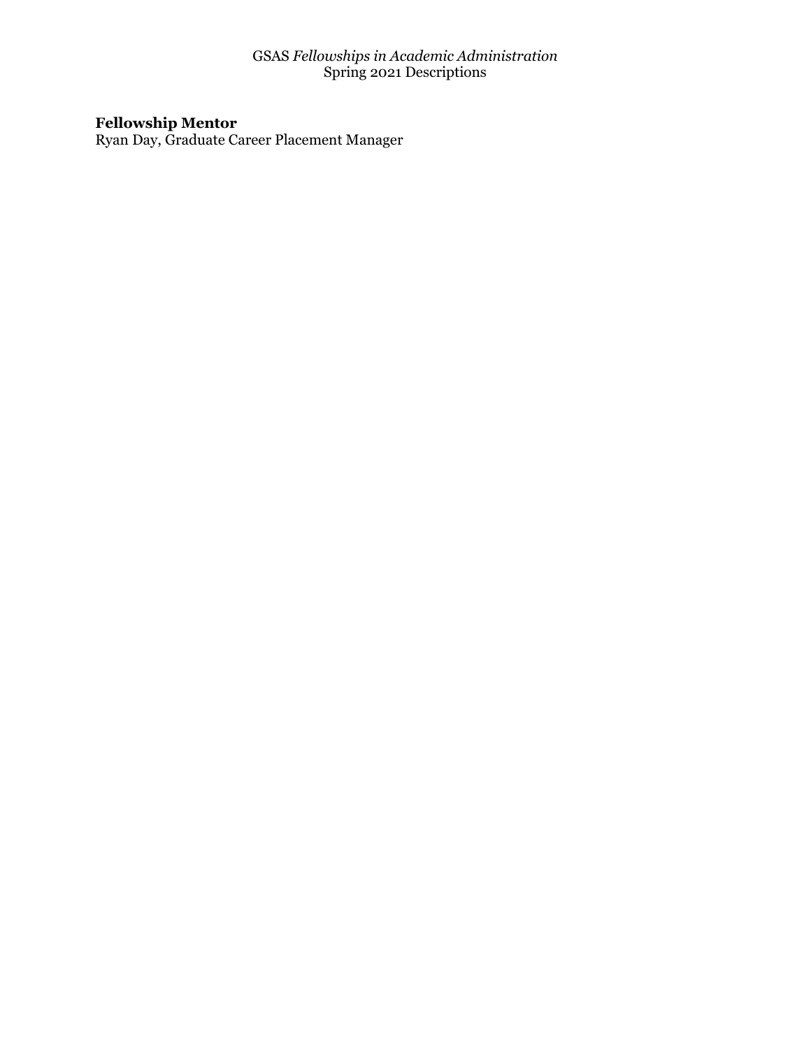**Fellowship Mentor**
Ryan Day, Graduate Career Placement Manager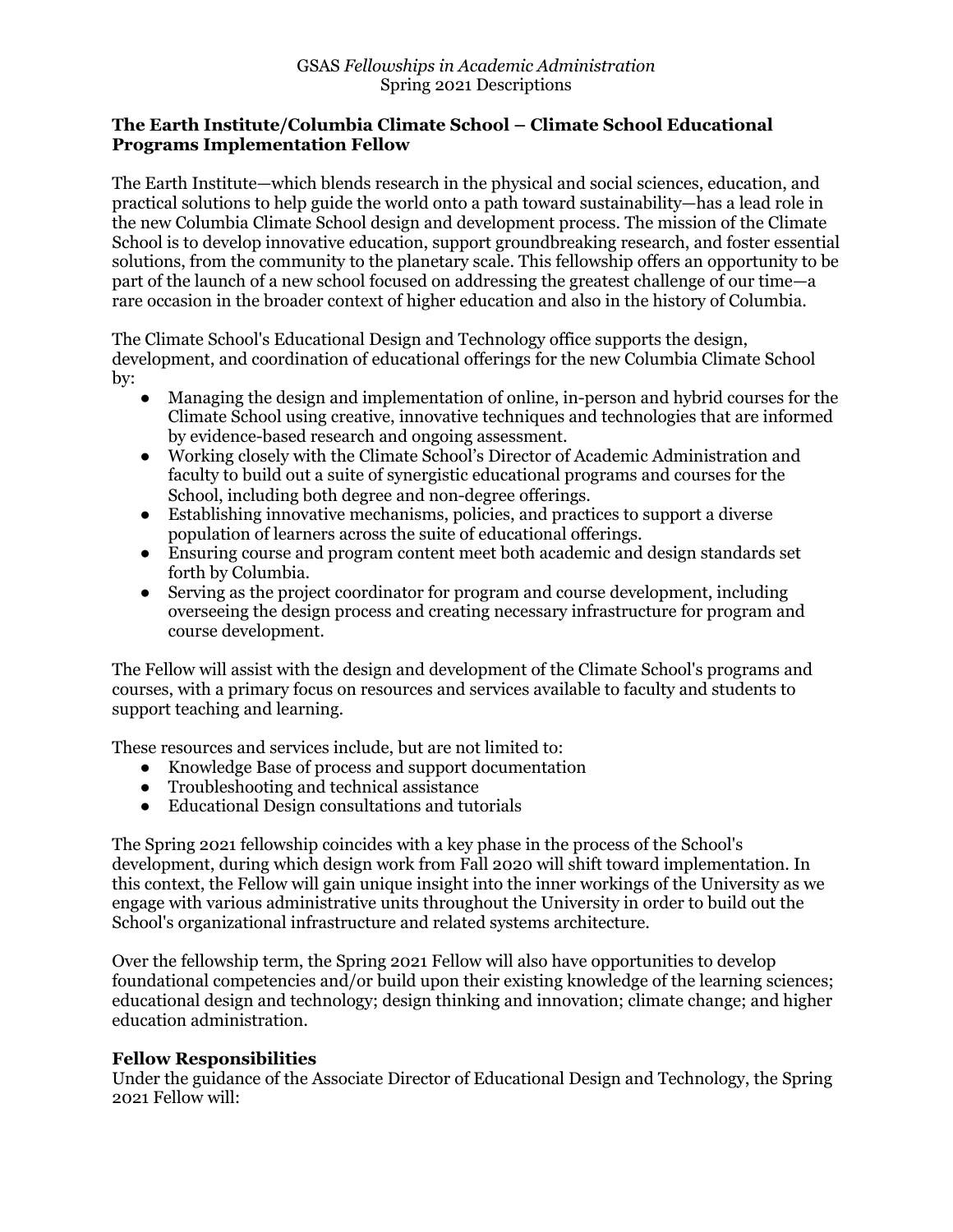### The Earth Institute/Columbia Climate School – Climate School Educational Programs Implementation Fellow

The Earth Institute—which blends research in the physical and social sciences, education, and practical solutions to help guide the world onto a path toward sustainability—has a lead role in the new Columbia Climate School design and development process. The mission of the Climate School is to develop innovative education, support groundbreaking research, and foster essential solutions, from the community to the planetary scale. This fellowship offers an opportunity to be part of the launch of a new school focused on addressing the greatest challenge of our time—a rare occasion in the broader context of higher education and also in the history of Columbia.

The Climate School's Educational Design and Technology office supports the design, development, and coordination of educational offerings for the new Columbia Climate School by:

- Managing the design and implementation of online, in-person and hybrid courses for the Climate School using creative, innovative techniques and technologies that are informed by evidence-based research and ongoing assessment.
- Working closely with the Climate School's Director of Academic Administration and faculty to build out a suite of synergistic educational programs and courses for the School, including both degree and non-degree offerings.
- Establishing innovative mechanisms, policies, and practices to support a diverse population of learners across the suite of educational offerings.
- Ensuring course and program content meet both academic and design standards set forth by Columbia.
- Serving as the project coordinator for program and course development, including overseeing the design process and creating necessary infrastructure for program and course development.

The Fellow will assist with the design and development of the Climate School's programs and courses, with a primary focus on resources and services available to faculty and students to support teaching and learning.

These resources and services include, but are not limited to:

- Knowledge Base of process and support documentation
- Troubleshooting and technical assistance
- Educational Design consultations and tutorials

The Spring 2021 fellowship coincides with a key phase in the process of the School's development, during which design work from Fall 2020 will shift toward implementation. In this context, the Fellow will gain unique insight into the inner workings of the University as we engage with various administrative units throughout the University in order to build out the School's organizational infrastructure and related systems architecture.

Over the fellowship term, the Spring 2021 Fellow will also have opportunities to develop foundational competencies and/or build upon their existing knowledge of the learning sciences; educational design and technology; design thinking and innovation; climate change; and higher education administration.

#### Fellow Responsibilities

Under the guidance of the Associate Director of Educational Design and Technology, the Spring 2021 Fellow will: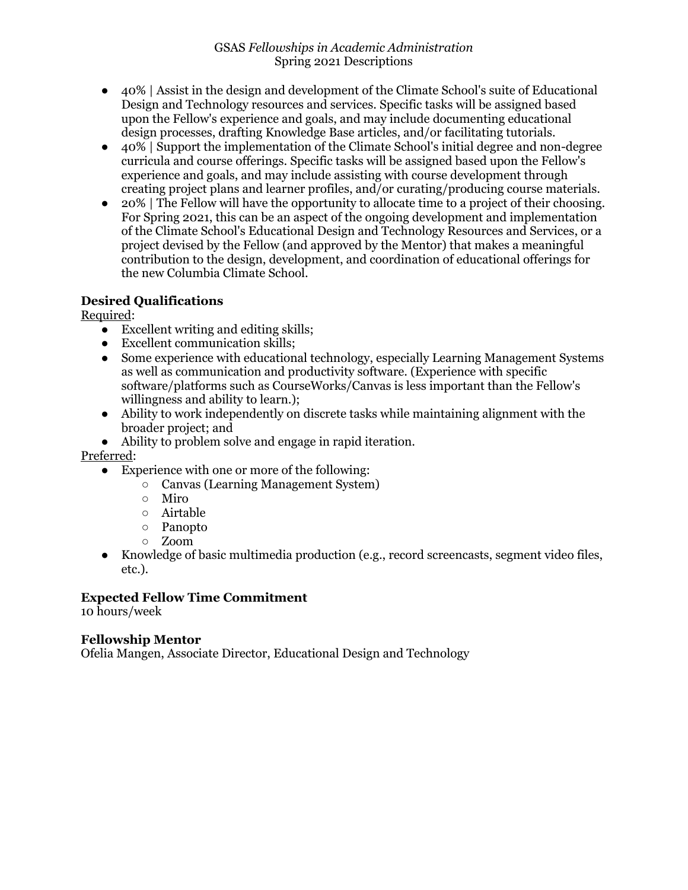- 40% | Assist in the design and development of the Climate School's suite of Educational Design and Technology resources and services. Specific tasks will be assigned based upon the Fellow's experience and goals, and may include documenting educational design processes, drafting Knowledge Base articles, and/or facilitating tutorials.
- 40% | Support the implementation of the Climate School's initial degree and non-degree curricula and course offerings. Specific tasks will be assigned based upon the Fellow's experience and goals, and may include assisting with course development through creating project plans and learner profiles, and/or curating/producing course materials.
- 20% | The Fellow will have the opportunity to allocate time to a project of their choosing. For Spring 2021, this can be an aspect of the ongoing development and implementation of the Climate School's Educational Design and Technology Resources and Services, or a project devised by the Fellow (and approved by the Mentor) that makes a meaningful contribution to the design, development, and coordination of educational offerings for the new Columbia Climate School.

### Desired Qualifications

Required:

- Excellent writing and editing skills;
- Excellent communication skills;
- Some experience with educational technology, especially Learning Management Systems as well as communication and productivity software. (Experience with specific software/platforms such as CourseWorks/Canvas is less important than the Fellow's willingness and ability to learn.);
- Ability to work independently on discrete tasks while maintaining alignment with the broader project; and
- Ability to problem solve and engage in rapid iteration.

Preferred:

- Experience with one or more of the following:
  - Canvas (Learning Management System)
  - Miro
  - Airtable
  - Panopto
  - Zoom
- Knowledge of basic multimedia production (e.g., record screencasts, segment video files, etc.).

### Expected Fellow Time Commitment

10 hours/week

### Fellowship Mentor

Ofelia Mangen, Associate Director, Educational Design and Technology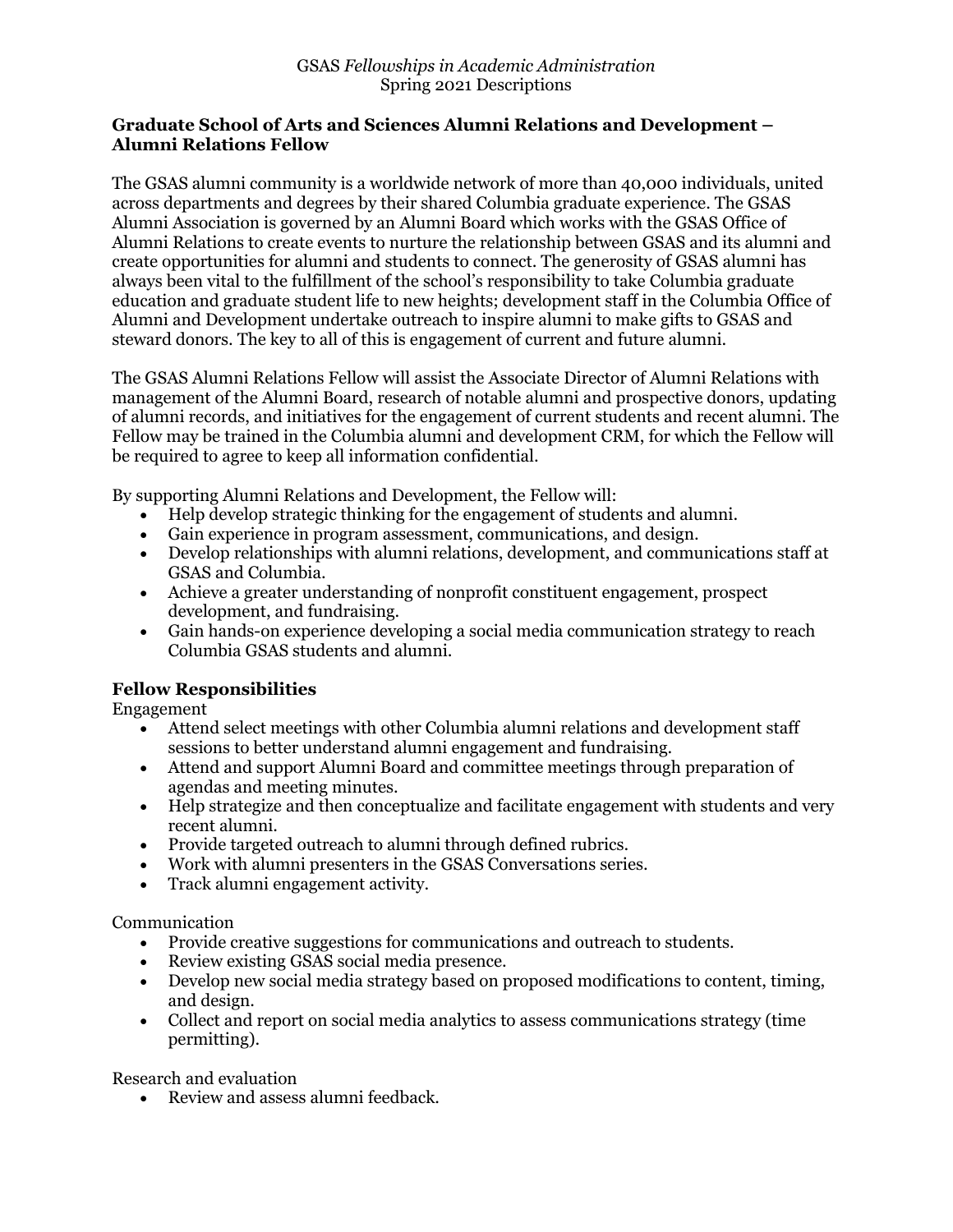*GSAS Fellowships in Academic Administration*
Spring 2021 Descriptions

## Graduate School of Arts and Sciences Alumni Relations and Development – Alumni Relations Fellow

The GSAS alumni community is a worldwide network of more than 40,000 individuals, united across departments and degrees by their shared Columbia graduate experience. The GSAS Alumni Association is governed by an Alumni Board which works with the GSAS Office of Alumni Relations to create events to nurture the relationship between GSAS and its alumni and create opportunities for alumni and students to connect. The generosity of GSAS alumni has always been vital to the fulfillment of the school's responsibility to take Columbia graduate education and graduate student life to new heights; development staff in the Columbia Office of Alumni and Development undertake outreach to inspire alumni to make gifts to GSAS and steward donors. The key to all of this is engagement of current and future alumni.

The GSAS Alumni Relations Fellow will assist the Associate Director of Alumni Relations with management of the Alumni Board, research of notable alumni and prospective donors, updating of alumni records, and initiatives for the engagement of current students and recent alumni. The Fellow may be trained in the Columbia alumni and development CRM, for which the Fellow will be required to agree to keep all information confidential.

By supporting Alumni Relations and Development, the Fellow will:

- Help develop strategic thinking for the engagement of students and alumni.
- Gain experience in program assessment, communications, and design.
- Develop relationships with alumni relations, development, and communications staff at GSAS and Columbia.
- Achieve a greater understanding of nonprofit constituent engagement, prospect development, and fundraising.
- Gain hands-on experience developing a social media communication strategy to reach Columbia GSAS students and alumni.

### Fellow Responsibilities

Engagement

- Attend select meetings with other Columbia alumni relations and development staff sessions to better understand alumni engagement and fundraising.
- Attend and support Alumni Board and committee meetings through preparation of agendas and meeting minutes.
- Help strategize and then conceptualize and facilitate engagement with students and very recent alumni.
- Provide targeted outreach to alumni through defined rubrics.
- Work with alumni presenters in the GSAS Conversations series.
- Track alumni engagement activity.

Communication

- Provide creative suggestions for communications and outreach to students.
- Review existing GSAS social media presence.
- Develop new social media strategy based on proposed modifications to content, timing, and design.
- Collect and report on social media analytics to assess communications strategy (time permitting).

Research and evaluation

- Review and assess alumni feedback.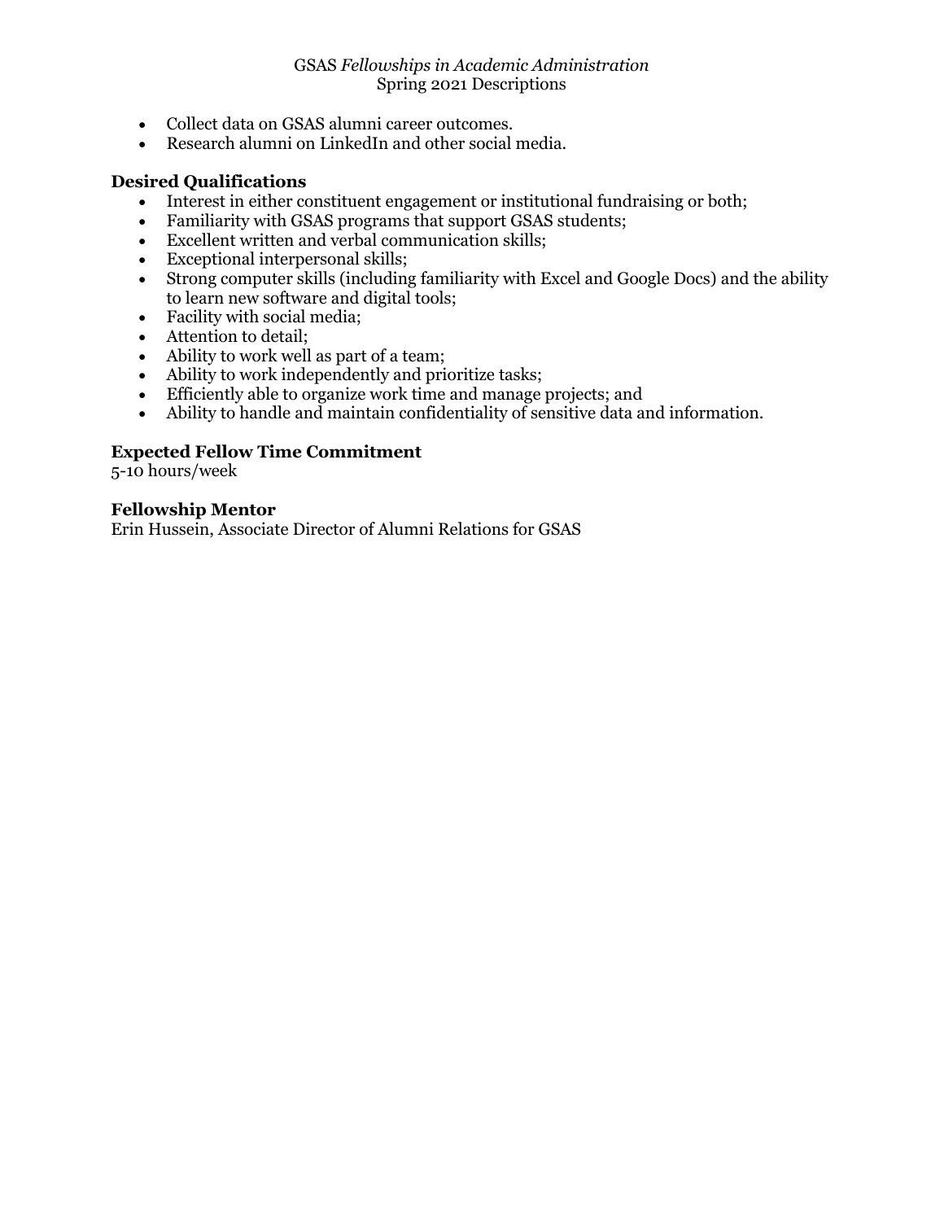- Collect data on GSAS alumni career outcomes.
- Research alumni on LinkedIn and other social media.

### Desired Qualifications

- Interest in either constituent engagement or institutional fundraising or both;
- Familiarity with GSAS programs that support GSAS students;
- Excellent written and verbal communication skills;
- Exceptional interpersonal skills;
- Strong computer skills (including familiarity with Excel and Google Docs) and the ability to learn new software and digital tools;
- Facility with social media;
- Attention to detail;
- Ability to work well as part of a team;
- Ability to work independently and prioritize tasks;
- Efficiently able to organize work time and manage projects; and
- Ability to handle and maintain confidentiality of sensitive data and information.

### Expected Fellow Time Commitment

5-10 hours/week

### Fellowship Mentor

Erin Hussein, Associate Director of Alumni Relations for GSAS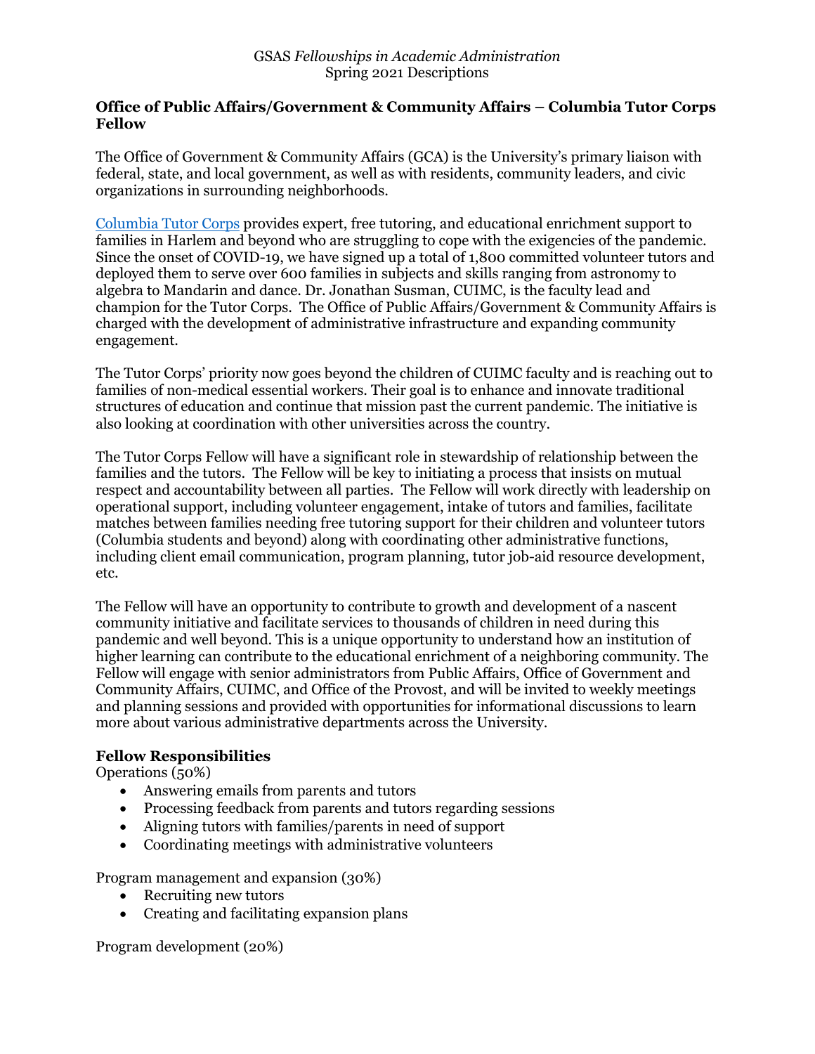GSAS *Fellowships in Academic Administration*
Spring 2021 Descriptions

**Office of Public Affairs/Government & Community Affairs – Columbia Tutor Corps Fellow**

The Office of Government & Community Affairs (GCA) is the University's primary liaison with federal, state, and local government, as well as with residents, community leaders, and civic organizations in surrounding neighborhoods.

Columbia Tutor Corps provides expert, free tutoring, and educational enrichment support to families in Harlem and beyond who are struggling to cope with the exigencies of the pandemic. Since the onset of COVID-19, we have signed up a total of 1,800 committed volunteer tutors and deployed them to serve over 600 families in subjects and skills ranging from astronomy to algebra to Mandarin and dance. Dr. Jonathan Susman, CUIMC, is the faculty lead and champion for the Tutor Corps. The Office of Public Affairs/Government & Community Affairs is charged with the development of administrative infrastructure and expanding community engagement.

The Tutor Corps' priority now goes beyond the children of CUIMC faculty and is reaching out to families of non-medical essential workers. Their goal is to enhance and innovate traditional structures of education and continue that mission past the current pandemic. The initiative is also looking at coordination with other universities across the country.

The Tutor Corps Fellow will have a significant role in stewardship of relationship between the families and the tutors. The Fellow will be key to initiating a process that insists on mutual respect and accountability between all parties. The Fellow will work directly with leadership on operational support, including volunteer engagement, intake of tutors and families, facilitate matches between families needing free tutoring support for their children and volunteer tutors (Columbia students and beyond) along with coordinating other administrative functions, including client email communication, program planning, tutor job-aid resource development, etc.

The Fellow will have an opportunity to contribute to growth and development of a nascent community initiative and facilitate services to thousands of children in need during this pandemic and well beyond. This is a unique opportunity to understand how an institution of higher learning can contribute to the educational enrichment of a neighboring community. The Fellow will engage with senior administrators from Public Affairs, Office of Government and Community Affairs, CUIMC, and Office of the Provost, and will be invited to weekly meetings and planning sessions and provided with opportunities for informational discussions to learn more about various administrative departments across the University.

**Fellow Responsibilities**

Operations (50%)

- Answering emails from parents and tutors
- Processing feedback from parents and tutors regarding sessions
- Aligning tutors with families/parents in need of support
- Coordinating meetings with administrative volunteers

Program management and expansion (30%)

- Recruiting new tutors
- Creating and facilitating expansion plans

Program development (20%)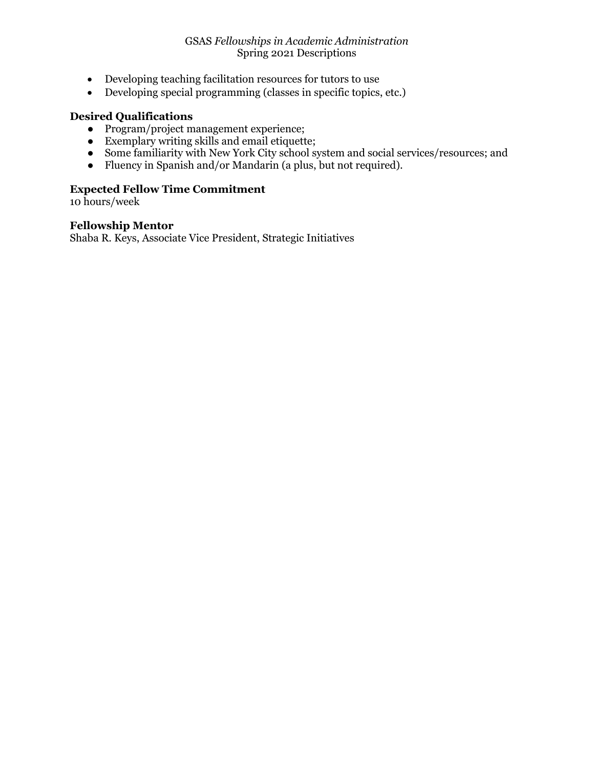- Developing teaching facilitation resources for tutors to use
- Developing special programming (classes in specific topics, etc.)

### Desired Qualifications

- Program/project management experience;
- Exemplary writing skills and email etiquette;
- Some familiarity with New York City school system and social services/resources; and
- Fluency in Spanish and/or Mandarin (a plus, but not required).

### Expected Fellow Time Commitment

10 hours/week

### Fellowship Mentor

Shaba R. Keys, Associate Vice President, Strategic Initiatives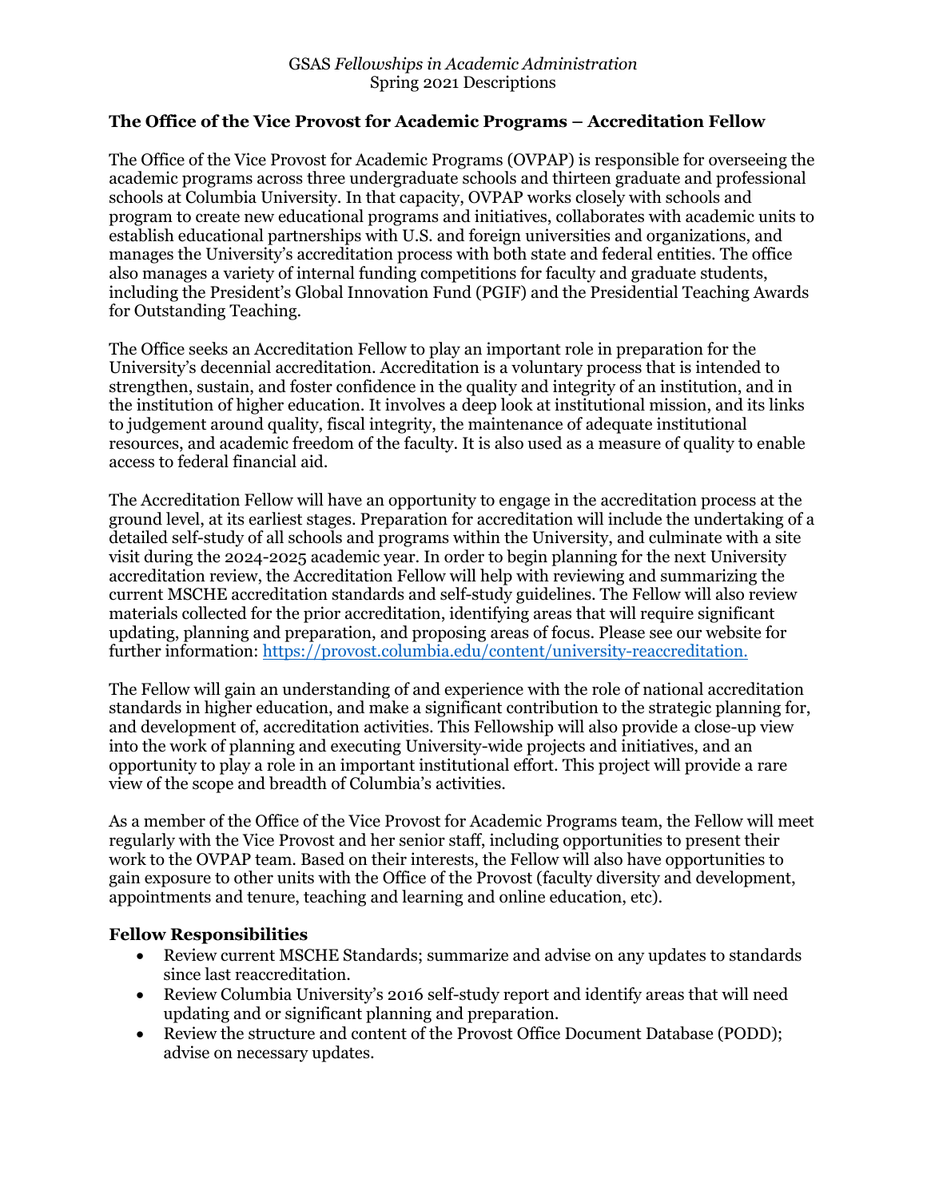GSAS *Fellowships in Academic Administration*
Spring 2021 Descriptions

## The Office of the Vice Provost for Academic Programs – Accreditation Fellow

The Office of the Vice Provost for Academic Programs (OVPAP) is responsible for overseeing the academic programs across three undergraduate schools and thirteen graduate and professional schools at Columbia University. In that capacity, OVPAP works closely with schools and program to create new educational programs and initiatives, collaborates with academic units to establish educational partnerships with U.S. and foreign universities and organizations, and manages the University's accreditation process with both state and federal entities. The office also manages a variety of internal funding competitions for faculty and graduate students, including the President's Global Innovation Fund (PGIF) and the Presidential Teaching Awards for Outstanding Teaching.

The Office seeks an Accreditation Fellow to play an important role in preparation for the University's decennial accreditation. Accreditation is a voluntary process that is intended to strengthen, sustain, and foster confidence in the quality and integrity of an institution, and in the institution of higher education. It involves a deep look at institutional mission, and its links to judgement around quality, fiscal integrity, the maintenance of adequate institutional resources, and academic freedom of the faculty. It is also used as a measure of quality to enable access to federal financial aid.

The Accreditation Fellow will have an opportunity to engage in the accreditation process at the ground level, at its earliest stages. Preparation for accreditation will include the undertaking of a detailed self-study of all schools and programs within the University, and culminate with a site visit during the 2024-2025 academic year. In order to begin planning for the next University accreditation review, the Accreditation Fellow will help with reviewing and summarizing the current MSCHE accreditation standards and self-study guidelines. The Fellow will also review materials collected for the prior accreditation, identifying areas that will require significant updating, planning and preparation, and proposing areas of focus. Please see our website for further information: [https://provost.columbia.edu/content/university-reaccreditation.](https://provost.columbia.edu/content/university-reaccreditation)

The Fellow will gain an understanding of and experience with the role of national accreditation standards in higher education, and make a significant contribution to the strategic planning for, and development of, accreditation activities. This Fellowship will also provide a close-up view into the work of planning and executing University-wide projects and initiatives, and an opportunity to play a role in an important institutional effort. This project will provide a rare view of the scope and breadth of Columbia's activities.

As a member of the Office of the Vice Provost for Academic Programs team, the Fellow will meet regularly with the Vice Provost and her senior staff, including opportunities to present their work to the OVPAP team. Based on their interests, the Fellow will also have opportunities to gain exposure to other units with the Office of the Provost (faculty diversity and development, appointments and tenure, teaching and learning and online education, etc).

### Fellow Responsibilities

- Review current MSCHE Standards; summarize and advise on any updates to standards since last reaccreditation.
- Review Columbia University's 2016 self-study report and identify areas that will need updating and or significant planning and preparation.
- Review the structure and content of the Provost Office Document Database (PODD); advise on necessary updates.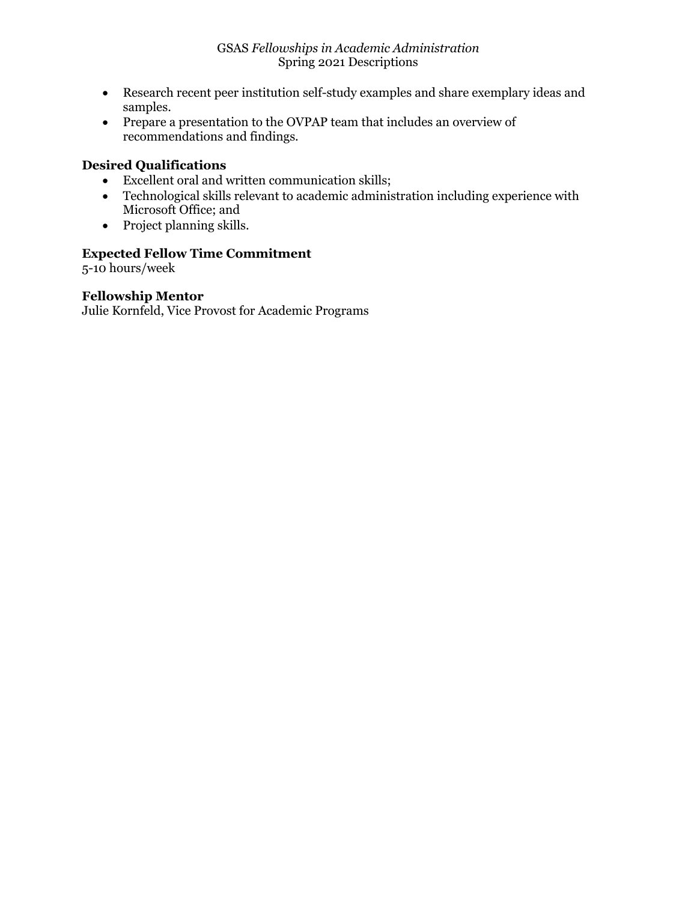- Research recent peer institution self-study examples and share exemplary ideas and samples.
- Prepare a presentation to the OVPAP team that includes an overview of recommendations and findings.

### Desired Qualifications

- Excellent oral and written communication skills;
- Technological skills relevant to academic administration including experience with Microsoft Office; and
- Project planning skills.

### Expected Fellow Time Commitment

5-10 hours/week

### Fellowship Mentor

Julie Kornfeld, Vice Provost for Academic Programs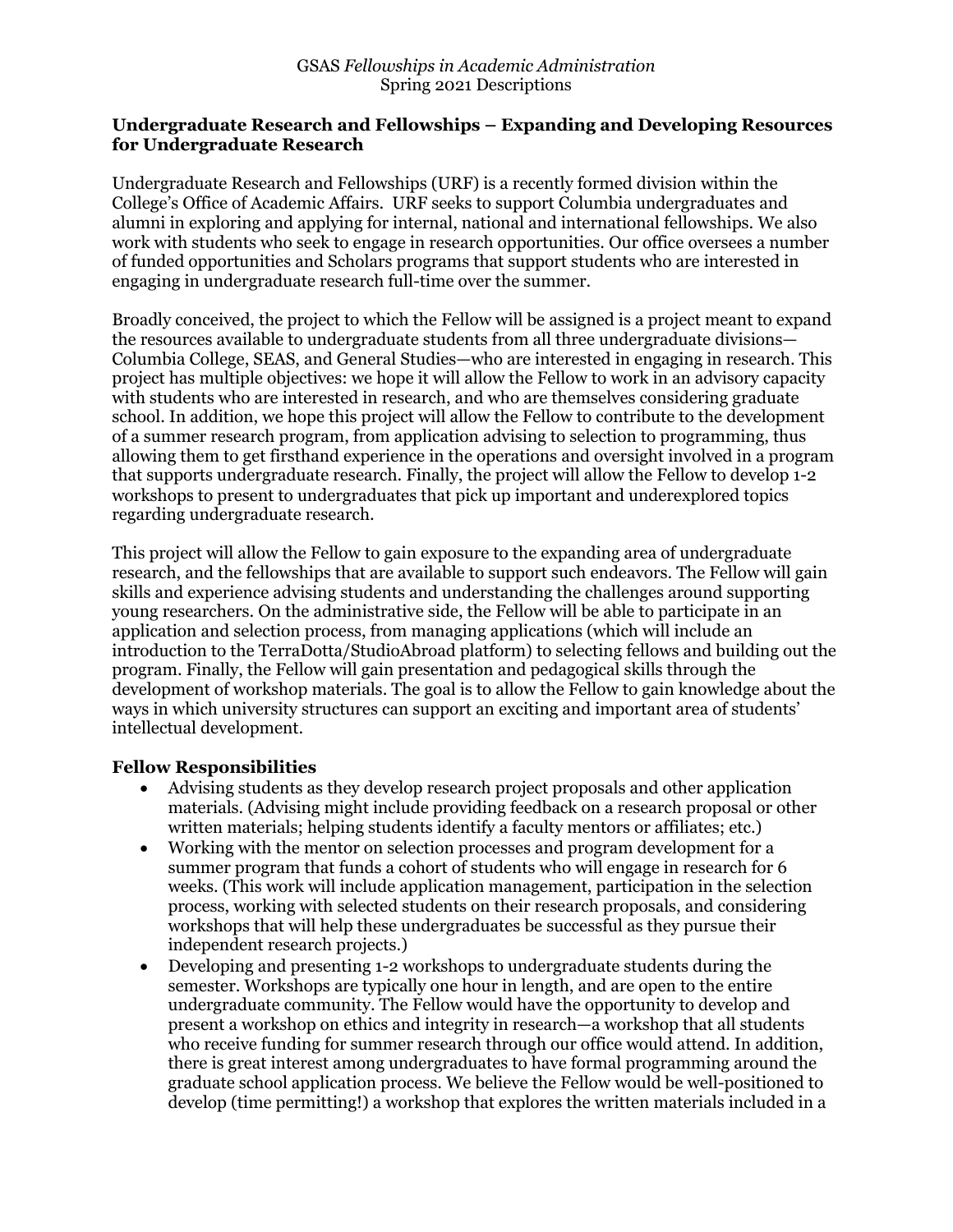GSAS *Fellowships in Academic Administration*
Spring 2021 Descriptions

**Undergraduate Research and Fellowships – Expanding and Developing Resources for Undergraduate Research**

Undergraduate Research and Fellowships (URF) is a recently formed division within the College's Office of Academic Affairs. URF seeks to support Columbia undergraduates and alumni in exploring and applying for internal, national and international fellowships. We also work with students who seek to engage in research opportunities. Our office oversees a number of funded opportunities and Scholars programs that support students who are interested in engaging in undergraduate research full-time over the summer.

Broadly conceived, the project to which the Fellow will be assigned is a project meant to expand the resources available to undergraduate students from all three undergraduate divisions—Columbia College, SEAS, and General Studies—who are interested in engaging in research. This project has multiple objectives: we hope it will allow the Fellow to work in an advisory capacity with students who are interested in research, and who are themselves considering graduate school. In addition, we hope this project will allow the Fellow to contribute to the development of a summer research program, from application advising to selection to programming, thus allowing them to get firsthand experience in the operations and oversight involved in a program that supports undergraduate research. Finally, the project will allow the Fellow to develop 1-2 workshops to present to undergraduates that pick up important and underexplored topics regarding undergraduate research.

This project will allow the Fellow to gain exposure to the expanding area of undergraduate research, and the fellowships that are available to support such endeavors. The Fellow will gain skills and experience advising students and understanding the challenges around supporting young researchers. On the administrative side, the Fellow will be able to participate in an application and selection process, from managing applications (which will include an introduction to the TerraDotta/StudioAbroad platform) to selecting fellows and building out the program. Finally, the Fellow will gain presentation and pedagogical skills through the development of workshop materials. The goal is to allow the Fellow to gain knowledge about the ways in which university structures can support an exciting and important area of students' intellectual development.

**Fellow Responsibilities**

- Advising students as they develop research project proposals and other application materials. (Advising might include providing feedback on a research proposal or other written materials; helping students identify a faculty mentors or affiliates; etc.)
- Working with the mentor on selection processes and program development for a summer program that funds a cohort of students who will engage in research for 6 weeks. (This work will include application management, participation in the selection process, working with selected students on their research proposals, and considering workshops that will help these undergraduates be successful as they pursue their independent research projects.)
- Developing and presenting 1-2 workshops to undergraduate students during the semester. Workshops are typically one hour in length, and are open to the entire undergraduate community. The Fellow would have the opportunity to develop and present a workshop on ethics and integrity in research—a workshop that all students who receive funding for summer research through our office would attend. In addition, there is great interest among undergraduates to have formal programming around the graduate school application process. We believe the Fellow would be well-positioned to develop (time permitting!) a workshop that explores the written materials included in a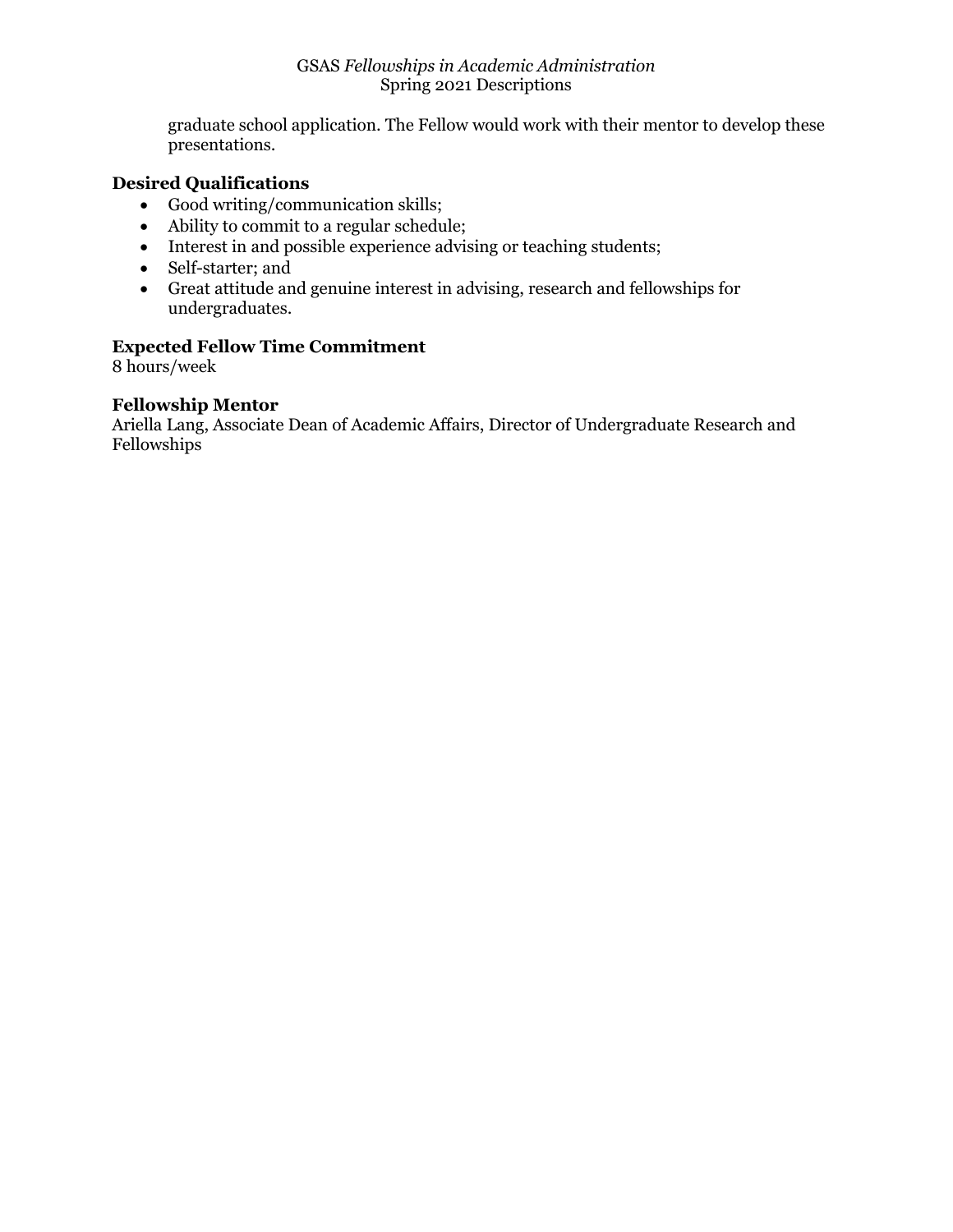graduate school application. The Fellow would work with their mentor to develop these presentations.

### Desired Qualifications

- Good writing/communication skills;
- Ability to commit to a regular schedule;
- Interest in and possible experience advising or teaching students;
- Self-starter; and
- Great attitude and genuine interest in advising, research and fellowships for undergraduates.

### Expected Fellow Time Commitment

8 hours/week

### Fellowship Mentor

Ariella Lang, Associate Dean of Academic Affairs, Director of Undergraduate Research and Fellowships